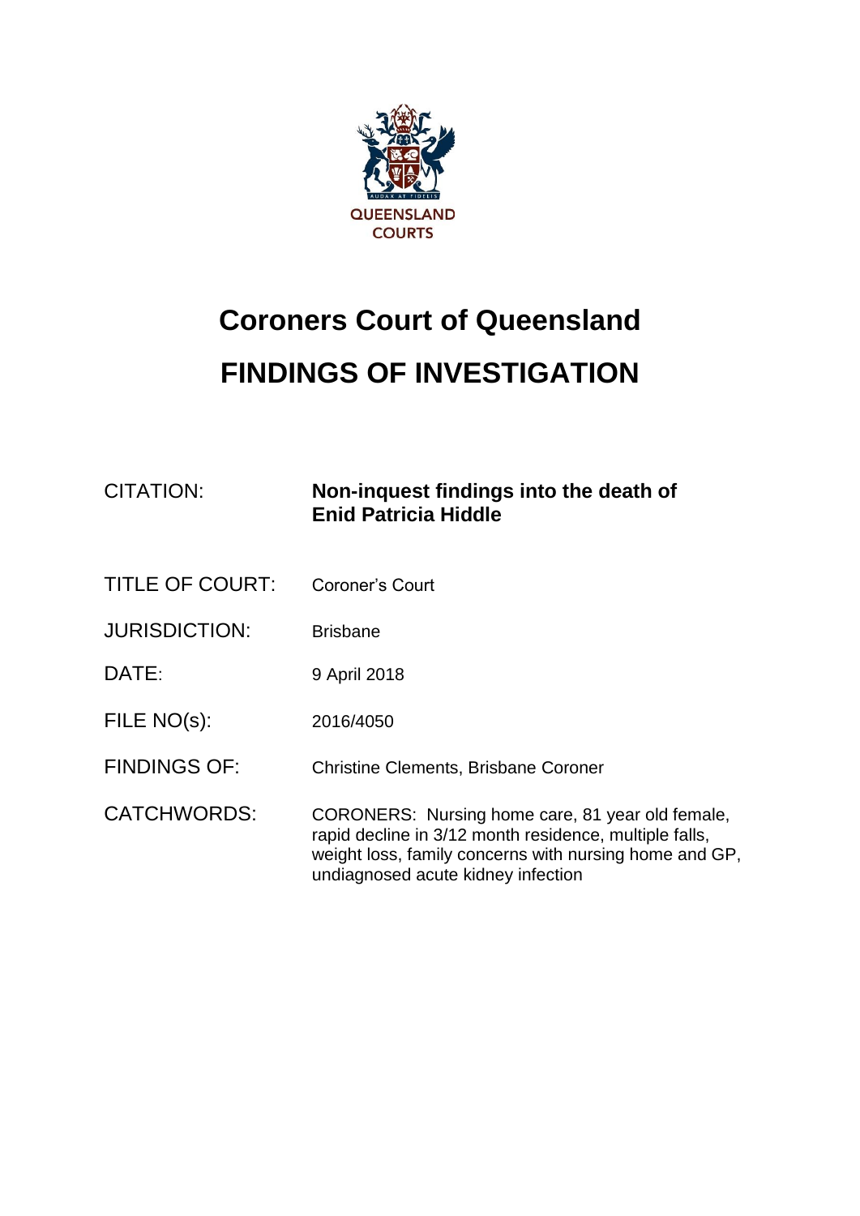QUEENSLAND COURTS

# Coroners Court of Queensland

# FINDINGS OF INVESTIGATION

| | |
|---|---|
| CITATION: | **Non-inquest findings into the death of Enid Patricia Hiddle** |
| TITLE OF COURT: | Coroner's Court |
| JURISDICTION: | Brisbane |
| DATE: | 9 April 2018 |
| FILE NO(s): | 2016/4050 |
| FINDINGS OF: | Christine Clements, Brisbane Coroner |
| CATCHWORDS: | CORONERS: Nursing home care, 81 year old female, rapid decline in 3/12 month residence, multiple falls, weight loss, family concerns with nursing home and GP, undiagnosed acute kidney infection |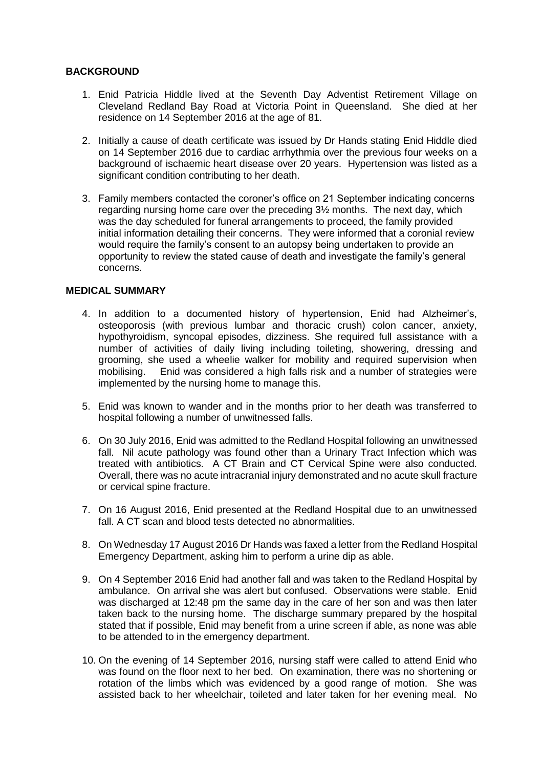## BACKGROUND

1. Enid Patricia Hiddle lived at the Seventh Day Adventist Retirement Village on Cleveland Redland Bay Road at Victoria Point in Queensland. She died at her residence on 14 September 2016 at the age of 81.

2. Initially a cause of death certificate was issued by Dr Hands stating Enid Hiddle died on 14 September 2016 due to cardiac arrhythmia over the previous four weeks on a background of ischaemic heart disease over 20 years. Hypertension was listed as a significant condition contributing to her death.

3. Family members contacted the coroner's office on 21 September indicating concerns regarding nursing home care over the preceding 3½ months. The next day, which was the day scheduled for funeral arrangements to proceed, the family provided initial information detailing their concerns. They were informed that a coronial review would require the family's consent to an autopsy being undertaken to provide an opportunity to review the stated cause of death and investigate the family's general concerns.

## MEDICAL SUMMARY

4. In addition to a documented history of hypertension, Enid had Alzheimer's, osteoporosis (with previous lumbar and thoracic crush) colon cancer, anxiety, hypothyroidism, syncopal episodes, dizziness. She required full assistance with a number of activities of daily living including toileting, showering, dressing and grooming, she used a wheelie walker for mobility and required supervision when mobilising. Enid was considered a high falls risk and a number of strategies were implemented by the nursing home to manage this.

5. Enid was known to wander and in the months prior to her death was transferred to hospital following a number of unwitnessed falls.

6. On 30 July 2016, Enid was admitted to the Redland Hospital following an unwitnessed fall. Nil acute pathology was found other than a Urinary Tract Infection which was treated with antibiotics. A CT Brain and CT Cervical Spine were also conducted. Overall, there was no acute intracranial injury demonstrated and no acute skull fracture or cervical spine fracture.

7. On 16 August 2016, Enid presented at the Redland Hospital due to an unwitnessed fall. A CT scan and blood tests detected no abnormalities.

8. On Wednesday 17 August 2016 Dr Hands was faxed a letter from the Redland Hospital Emergency Department, asking him to perform a urine dip as able.

9. On 4 September 2016 Enid had another fall and was taken to the Redland Hospital by ambulance. On arrival she was alert but confused. Observations were stable. Enid was discharged at 12:48 pm the same day in the care of her son and was then later taken back to the nursing home. The discharge summary prepared by the hospital stated that if possible, Enid may benefit from a urine screen if able, as none was able to be attended to in the emergency department.

10. On the evening of 14 September 2016, nursing staff were called to attend Enid who was found on the floor next to her bed. On examination, there was no shortening or rotation of the limbs which was evidenced by a good range of motion. She was assisted back to her wheelchair, toileted and later taken for her evening meal. No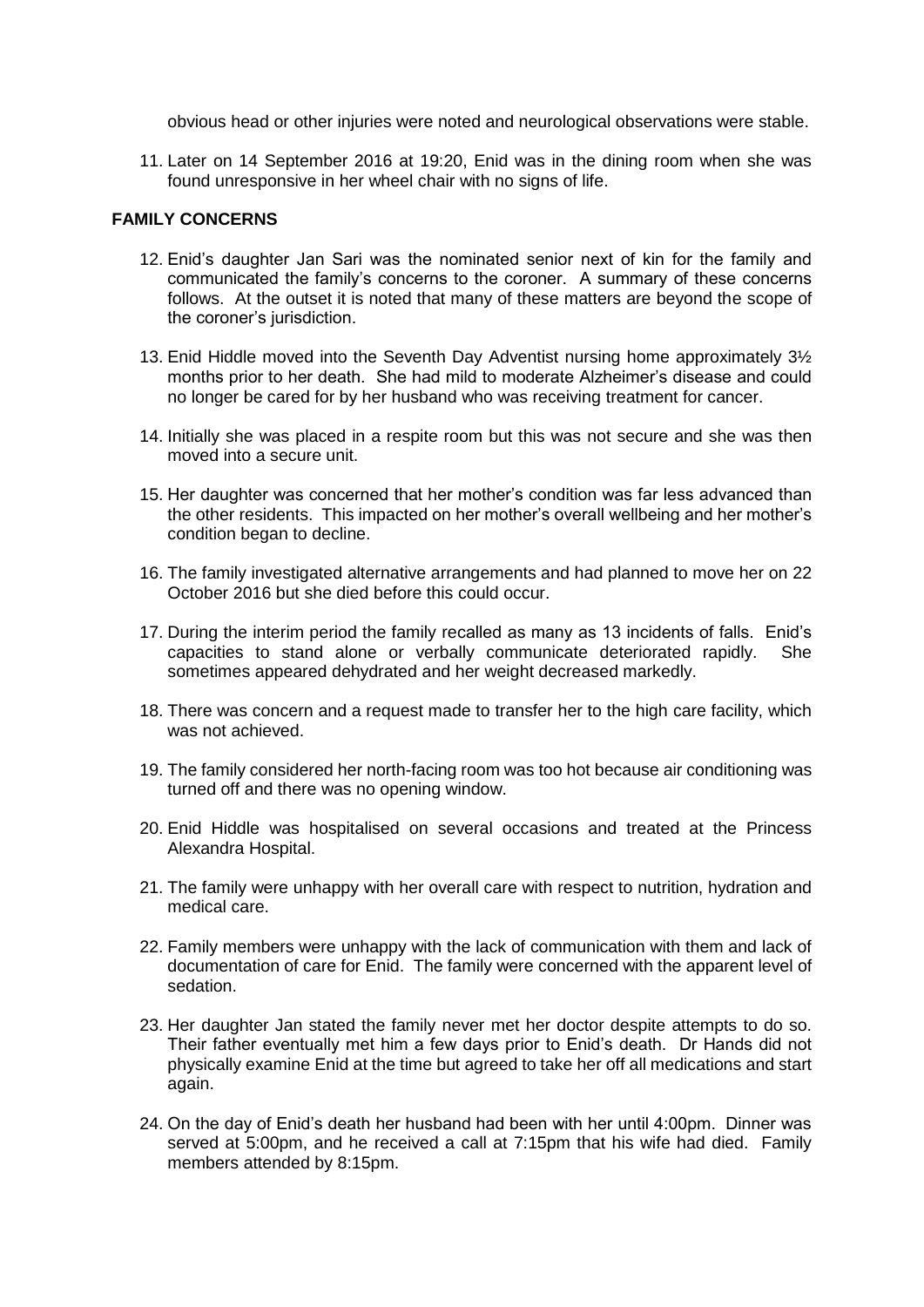obvious head or other injuries were noted and neurological observations were stable.

11. Later on 14 September 2016 at 19:20, Enid was in the dining room when she was found unresponsive in her wheel chair with no signs of life.

## FAMILY CONCERNS

12. Enid's daughter Jan Sari was the nominated senior next of kin for the family and communicated the family's concerns to the coroner. A summary of these concerns follows. At the outset it is noted that many of these matters are beyond the scope of the coroner's jurisdiction.

13. Enid Hiddle moved into the Seventh Day Adventist nursing home approximately 3½ months prior to her death. She had mild to moderate Alzheimer's disease and could no longer be cared for by her husband who was receiving treatment for cancer.

14. Initially she was placed in a respite room but this was not secure and she was then moved into a secure unit.

15. Her daughter was concerned that her mother's condition was far less advanced than the other residents. This impacted on her mother's overall wellbeing and her mother's condition began to decline.

16. The family investigated alternative arrangements and had planned to move her on 22 October 2016 but she died before this could occur.

17. During the interim period the family recalled as many as 13 incidents of falls. Enid's capacities to stand alone or verbally communicate deteriorated rapidly. She sometimes appeared dehydrated and her weight decreased markedly.

18. There was concern and a request made to transfer her to the high care facility, which was not achieved.

19. The family considered her north-facing room was too hot because air conditioning was turned off and there was no opening window.

20. Enid Hiddle was hospitalised on several occasions and treated at the Princess Alexandra Hospital.

21. The family were unhappy with her overall care with respect to nutrition, hydration and medical care.

22. Family members were unhappy with the lack of communication with them and lack of documentation of care for Enid. The family were concerned with the apparent level of sedation.

23. Her daughter Jan stated the family never met her doctor despite attempts to do so. Their father eventually met him a few days prior to Enid's death. Dr Hands did not physically examine Enid at the time but agreed to take her off all medications and start again.

24. On the day of Enid's death her husband had been with her until 4:00pm. Dinner was served at 5:00pm, and he received a call at 7:15pm that his wife had died. Family members attended by 8:15pm.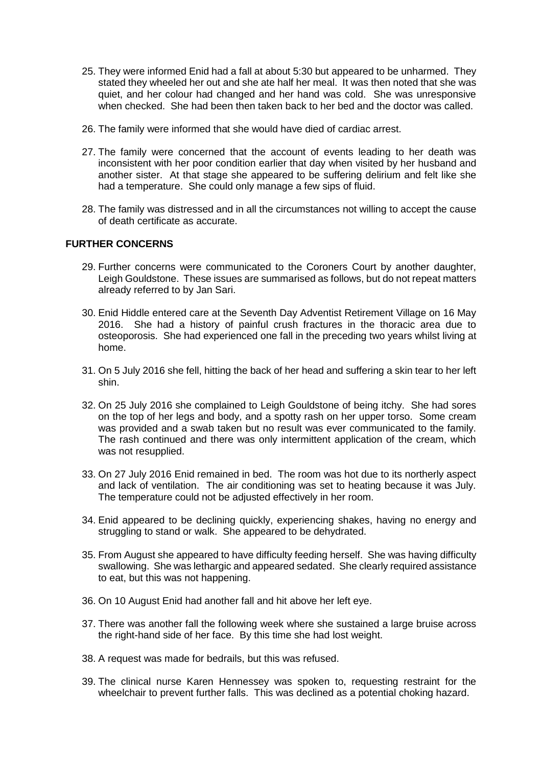25. They were informed Enid had a fall at about 5:30 but appeared to be unharmed. They stated they wheeled her out and she ate half her meal. It was then noted that she was quiet, and her colour had changed and her hand was cold. She was unresponsive when checked. She had been then taken back to her bed and the doctor was called.

26. The family were informed that she would have died of cardiac arrest.

27. The family were concerned that the account of events leading to her death was inconsistent with her poor condition earlier that day when visited by her husband and another sister. At that stage she appeared to be suffering delirium and felt like she had a temperature. She could only manage a few sips of fluid.

28. The family was distressed and in all the circumstances not willing to accept the cause of death certificate as accurate.

**FURTHER CONCERNS**

29. Further concerns were communicated to the Coroners Court by another daughter, Leigh Gouldstone. These issues are summarised as follows, but do not repeat matters already referred to by Jan Sari.

30. Enid Hiddle entered care at the Seventh Day Adventist Retirement Village on 16 May 2016. She had a history of painful crush fractures in the thoracic area due to osteoporosis. She had experienced one fall in the preceding two years whilst living at home.

31. On 5 July 2016 she fell, hitting the back of her head and suffering a skin tear to her left shin.

32. On 25 July 2016 she complained to Leigh Gouldstone of being itchy. She had sores on the top of her legs and body, and a spotty rash on her upper torso. Some cream was provided and a swab taken but no result was ever communicated to the family. The rash continued and there was only intermittent application of the cream, which was not resupplied.

33. On 27 July 2016 Enid remained in bed. The room was hot due to its northerly aspect and lack of ventilation. The air conditioning was set to heating because it was July. The temperature could not be adjusted effectively in her room.

34. Enid appeared to be declining quickly, experiencing shakes, having no energy and struggling to stand or walk. She appeared to be dehydrated.

35. From August she appeared to have difficulty feeding herself. She was having difficulty swallowing. She was lethargic and appeared sedated. She clearly required assistance to eat, but this was not happening.

36. On 10 August Enid had another fall and hit above her left eye.

37. There was another fall the following week where she sustained a large bruise across the right-hand side of her face. By this time she had lost weight.

38. A request was made for bedrails, but this was refused.

39. The clinical nurse Karen Hennessey was spoken to, requesting restraint for the wheelchair to prevent further falls. This was declined as a potential choking hazard.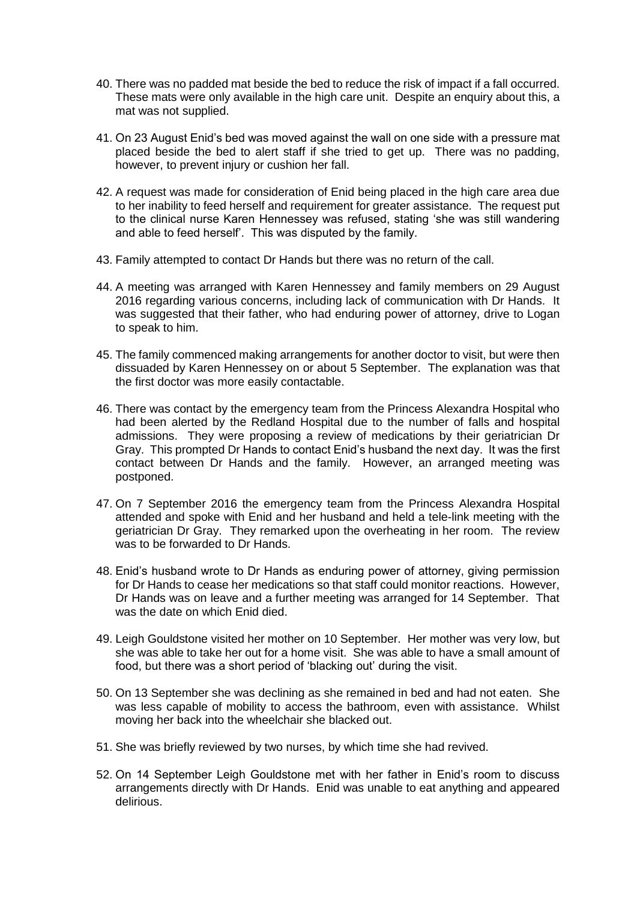40. There was no padded mat beside the bed to reduce the risk of impact if a fall occurred. These mats were only available in the high care unit. Despite an enquiry about this, a mat was not supplied.

41. On 23 August Enid's bed was moved against the wall on one side with a pressure mat placed beside the bed to alert staff if she tried to get up. There was no padding, however, to prevent injury or cushion her fall.

42. A request was made for consideration of Enid being placed in the high care area due to her inability to feed herself and requirement for greater assistance. The request put to the clinical nurse Karen Hennessey was refused, stating 'she was still wandering and able to feed herself'. This was disputed by the family.

43. Family attempted to contact Dr Hands but there was no return of the call.

44. A meeting was arranged with Karen Hennessey and family members on 29 August 2016 regarding various concerns, including lack of communication with Dr Hands. It was suggested that their father, who had enduring power of attorney, drive to Logan to speak to him.

45. The family commenced making arrangements for another doctor to visit, but were then dissuaded by Karen Hennessey on or about 5 September. The explanation was that the first doctor was more easily contactable.

46. There was contact by the emergency team from the Princess Alexandra Hospital who had been alerted by the Redland Hospital due to the number of falls and hospital admissions. They were proposing a review of medications by their geriatrician Dr Gray. This prompted Dr Hands to contact Enid's husband the next day. It was the first contact between Dr Hands and the family. However, an arranged meeting was postponed.

47. On 7 September 2016 the emergency team from the Princess Alexandra Hospital attended and spoke with Enid and her husband and held a tele-link meeting with the geriatrician Dr Gray. They remarked upon the overheating in her room. The review was to be forwarded to Dr Hands.

48. Enid's husband wrote to Dr Hands as enduring power of attorney, giving permission for Dr Hands to cease her medications so that staff could monitor reactions. However, Dr Hands was on leave and a further meeting was arranged for 14 September. That was the date on which Enid died.

49. Leigh Gouldstone visited her mother on 10 September. Her mother was very low, but she was able to take her out for a home visit. She was able to have a small amount of food, but there was a short period of 'blacking out' during the visit.

50. On 13 September she was declining as she remained in bed and had not eaten. She was less capable of mobility to access the bathroom, even with assistance. Whilst moving her back into the wheelchair she blacked out.

51. She was briefly reviewed by two nurses, by which time she had revived.

52. On 14 September Leigh Gouldstone met with her father in Enid's room to discuss arrangements directly with Dr Hands. Enid was unable to eat anything and appeared delirious.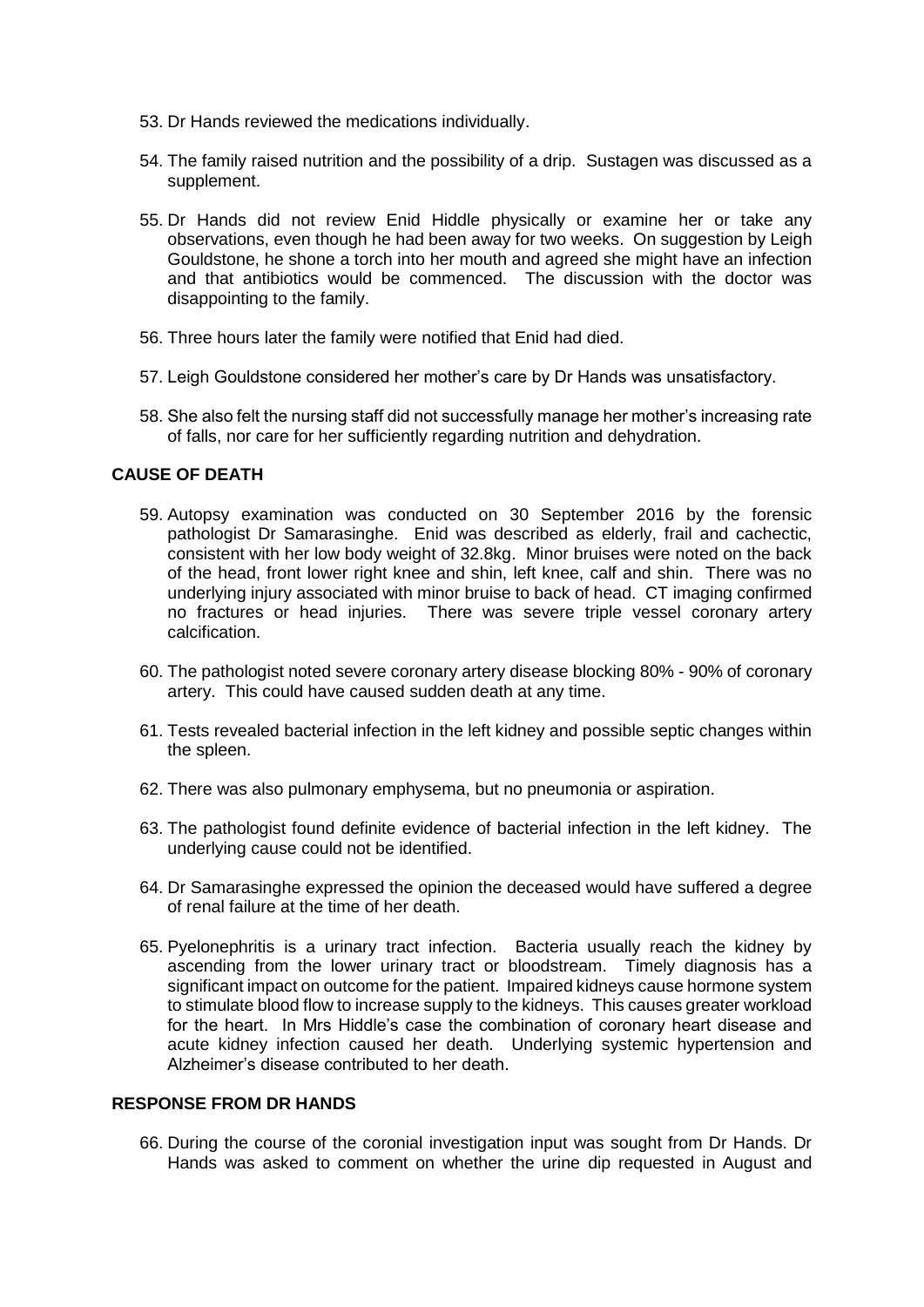53. Dr Hands reviewed the medications individually.

54. The family raised nutrition and the possibility of a drip. Sustagen was discussed as a supplement.

55. Dr Hands did not review Enid Hiddle physically or examine her or take any observations, even though he had been away for two weeks. On suggestion by Leigh Gouldstone, he shone a torch into her mouth and agreed she might have an infection and that antibiotics would be commenced. The discussion with the doctor was disappointing to the family.

56. Three hours later the family were notified that Enid had died.

57. Leigh Gouldstone considered her mother's care by Dr Hands was unsatisfactory.

58. She also felt the nursing staff did not successfully manage her mother's increasing rate of falls, nor care for her sufficiently regarding nutrition and dehydration.

## CAUSE OF DEATH

59. Autopsy examination was conducted on 30 September 2016 by the forensic pathologist Dr Samarasinghe. Enid was described as elderly, frail and cachectic, consistent with her low body weight of 32.8kg. Minor bruises were noted on the back of the head, front lower right knee and shin, left knee, calf and shin. There was no underlying injury associated with minor bruise to back of head. CT imaging confirmed no fractures or head injuries. There was severe triple vessel coronary artery calcification.

60. The pathologist noted severe coronary artery disease blocking 80% - 90% of coronary artery. This could have caused sudden death at any time.

61. Tests revealed bacterial infection in the left kidney and possible septic changes within the spleen.

62. There was also pulmonary emphysema, but no pneumonia or aspiration.

63. The pathologist found definite evidence of bacterial infection in the left kidney. The underlying cause could not be identified.

64. Dr Samarasinghe expressed the opinion the deceased would have suffered a degree of renal failure at the time of her death.

65. Pyelonephritis is a urinary tract infection. Bacteria usually reach the kidney by ascending from the lower urinary tract or bloodstream. Timely diagnosis has a significant impact on outcome for the patient. Impaired kidneys cause hormone system to stimulate blood flow to increase supply to the kidneys. This causes greater workload for the heart. In Mrs Hiddle's case the combination of coronary heart disease and acute kidney infection caused her death. Underlying systemic hypertension and Alzheimer's disease contributed to her death.

## RESPONSE FROM DR HANDS

66. During the course of the coronial investigation input was sought from Dr Hands. Dr Hands was asked to comment on whether the urine dip requested in August and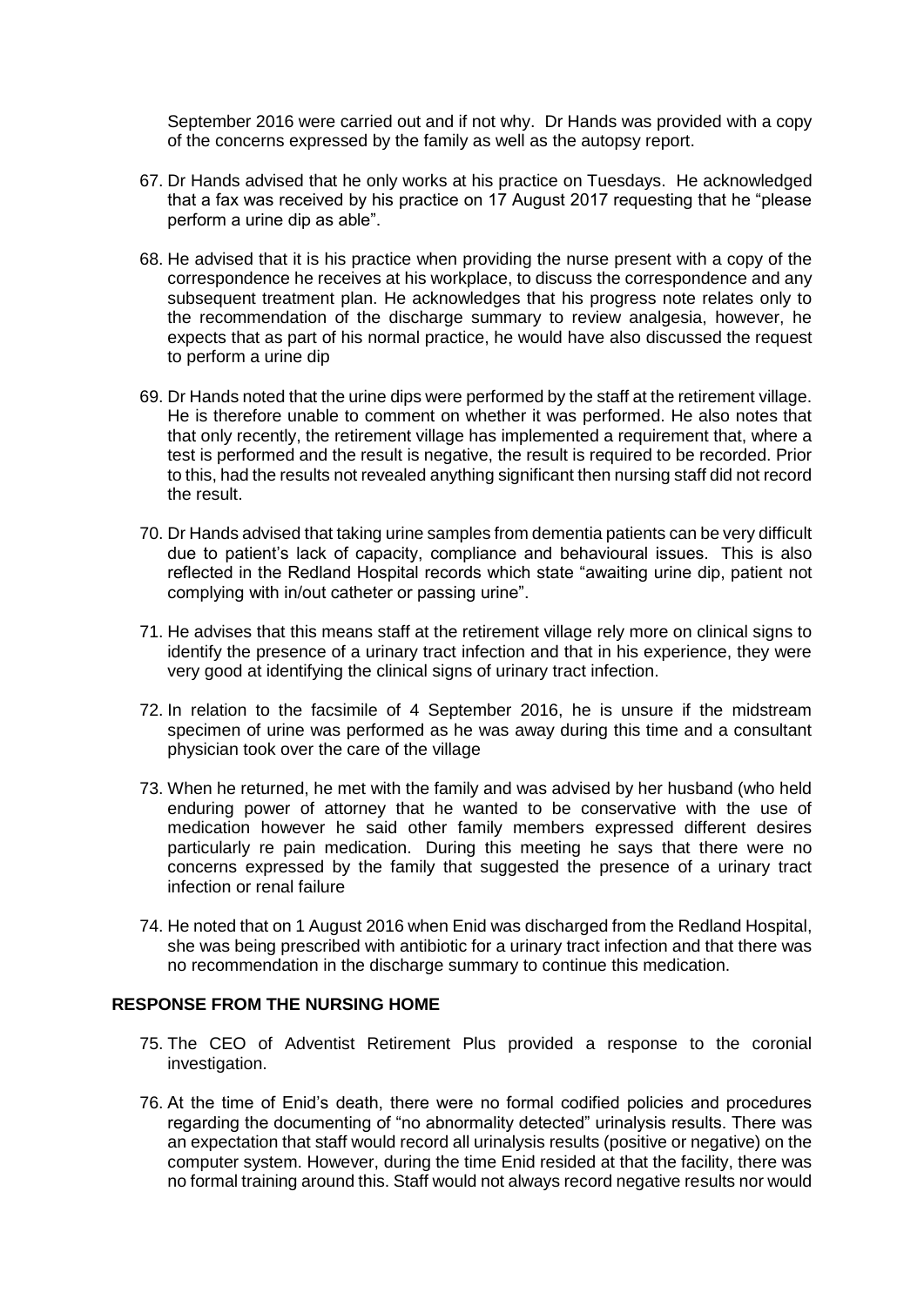September 2016 were carried out and if not why. Dr Hands was provided with a copy of the concerns expressed by the family as well as the autopsy report.

67. Dr Hands advised that he only works at his practice on Tuesdays. He acknowledged that a fax was received by his practice on 17 August 2017 requesting that he "please perform a urine dip as able".

68. He advised that it is his practice when providing the nurse present with a copy of the correspondence he receives at his workplace, to discuss the correspondence and any subsequent treatment plan. He acknowledges that his progress note relates only to the recommendation of the discharge summary to review analgesia, however, he expects that as part of his normal practice, he would have also discussed the request to perform a urine dip

69. Dr Hands noted that the urine dips were performed by the staff at the retirement village. He is therefore unable to comment on whether it was performed. He also notes that that only recently, the retirement village has implemented a requirement that, where a test is performed and the result is negative, the result is required to be recorded. Prior to this, had the results not revealed anything significant then nursing staff did not record the result.

70. Dr Hands advised that taking urine samples from dementia patients can be very difficult due to patient's lack of capacity, compliance and behavioural issues. This is also reflected in the Redland Hospital records which state "awaiting urine dip, patient not complying with in/out catheter or passing urine".

71. He advises that this means staff at the retirement village rely more on clinical signs to identify the presence of a urinary tract infection and that in his experience, they were very good at identifying the clinical signs of urinary tract infection.

72. In relation to the facsimile of 4 September 2016, he is unsure if the midstream specimen of urine was performed as he was away during this time and a consultant physician took over the care of the village

73. When he returned, he met with the family and was advised by her husband (who held enduring power of attorney that he wanted to be conservative with the use of medication however he said other family members expressed different desires particularly re pain medication. During this meeting he says that there were no concerns expressed by the family that suggested the presence of a urinary tract infection or renal failure

74. He noted that on 1 August 2016 when Enid was discharged from the Redland Hospital, she was being prescribed with antibiotic for a urinary tract infection and that there was no recommendation in the discharge summary to continue this medication.

## RESPONSE FROM THE NURSING HOME

75. The CEO of Adventist Retirement Plus provided a response to the coronial investigation.

76. At the time of Enid's death, there were no formal codified policies and procedures regarding the documenting of "no abnormality detected" urinalysis results. There was an expectation that staff would record all urinalysis results (positive or negative) on the computer system. However, during the time Enid resided at that the facility, there was no formal training around this. Staff would not always record negative results nor would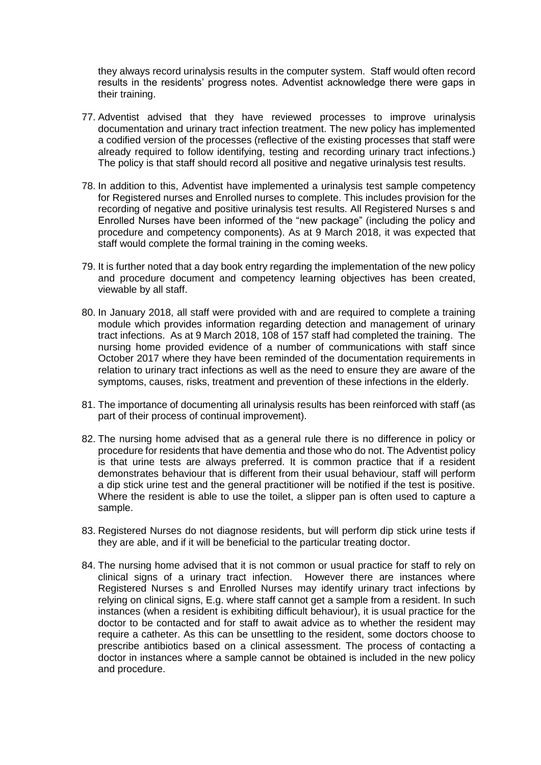they always record urinalysis results in the computer system. Staff would often record results in the residents' progress notes. Adventist acknowledge there were gaps in their training.

77. Adventist advised that they have reviewed processes to improve urinalysis documentation and urinary tract infection treatment. The new policy has implemented a codified version of the processes (reflective of the existing processes that staff were already required to follow identifying, testing and recording urinary tract infections.) The policy is that staff should record all positive and negative urinalysis test results.

78. In addition to this, Adventist have implemented a urinalysis test sample competency for Registered nurses and Enrolled nurses to complete. This includes provision for the recording of negative and positive urinalysis test results. All Registered Nurses s and Enrolled Nurses have been informed of the "new package" (including the policy and procedure and competency components). As at 9 March 2018, it was expected that staff would complete the formal training in the coming weeks.

79. It is further noted that a day book entry regarding the implementation of the new policy and procedure document and competency learning objectives has been created, viewable by all staff.

80. In January 2018, all staff were provided with and are required to complete a training module which provides information regarding detection and management of urinary tract infections. As at 9 March 2018, 108 of 157 staff had completed the training. The nursing home provided evidence of a number of communications with staff since October 2017 where they have been reminded of the documentation requirements in relation to urinary tract infections as well as the need to ensure they are aware of the symptoms, causes, risks, treatment and prevention of these infections in the elderly.

81. The importance of documenting all urinalysis results has been reinforced with staff (as part of their process of continual improvement).

82. The nursing home advised that as a general rule there is no difference in policy or procedure for residents that have dementia and those who do not. The Adventist policy is that urine tests are always preferred. It is common practice that if a resident demonstrates behaviour that is different from their usual behaviour, staff will perform a dip stick urine test and the general practitioner will be notified if the test is positive. Where the resident is able to use the toilet, a slipper pan is often used to capture a sample.

83. Registered Nurses do not diagnose residents, but will perform dip stick urine tests if they are able, and if it will be beneficial to the particular treating doctor.

84. The nursing home advised that it is not common or usual practice for staff to rely on clinical signs of a urinary tract infection. However there are instances where Registered Nurses s and Enrolled Nurses may identify urinary tract infections by relying on clinical signs, E.g. where staff cannot get a sample from a resident. In such instances (when a resident is exhibiting difficult behaviour), it is usual practice for the doctor to be contacted and for staff to await advice as to whether the resident may require a catheter. As this can be unsettling to the resident, some doctors choose to prescribe antibiotics based on a clinical assessment. The process of contacting a doctor in instances where a sample cannot be obtained is included in the new policy and procedure.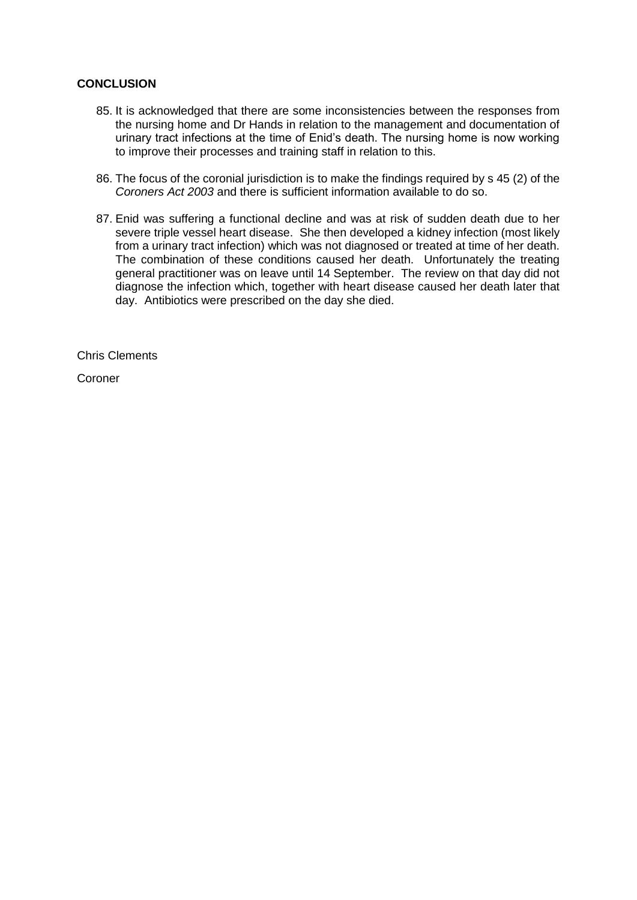## CONCLUSION

85. It is acknowledged that there are some inconsistencies between the responses from the nursing home and Dr Hands in relation to the management and documentation of urinary tract infections at the time of Enid's death. The nursing home is now working to improve their processes and training staff in relation to this.

86. The focus of the coronial jurisdiction is to make the findings required by s 45 (2) of the *Coroners Act 2003* and there is sufficient information available to do so.

87. Enid was suffering a functional decline and was at risk of sudden death due to her severe triple vessel heart disease. She then developed a kidney infection (most likely from a urinary tract infection) which was not diagnosed or treated at time of her death. The combination of these conditions caused her death. Unfortunately the treating general practitioner was on leave until 14 September. The review on that day did not diagnose the infection which, together with heart disease caused her death later that day. Antibiotics were prescribed on the day she died.

Chris Clements

Coroner